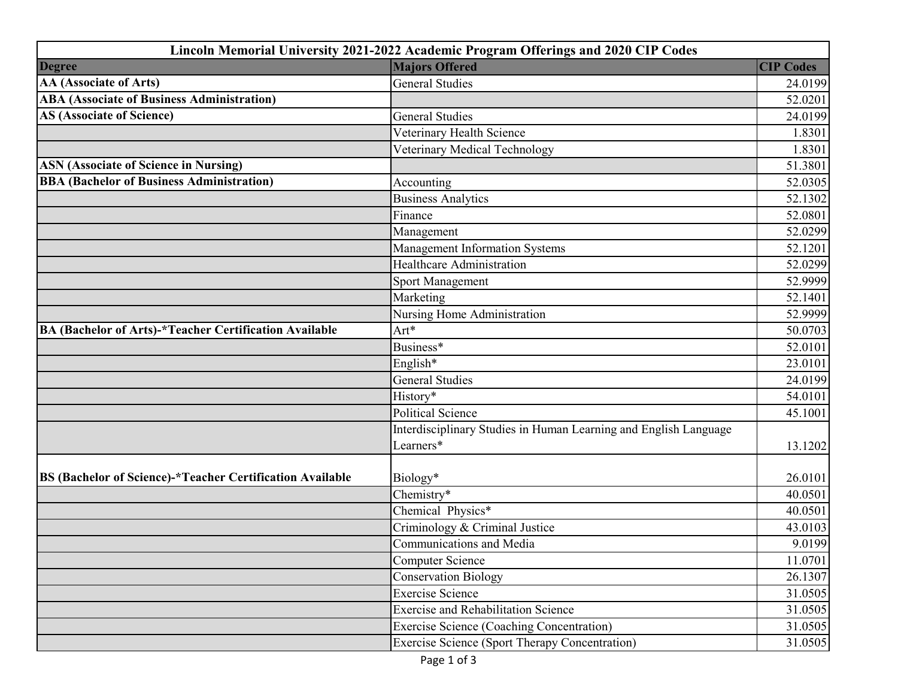| Lincoln Memorial University 2021-2022 Academic Program Offerings and 2020 CIP Codes | | |
|---|---|---|
| **Degree** | **Majors Offered** | **CIP Codes** |
| **AA (Associate of Arts)** | General Studies | 24.0199 |
| **ABA (Associate of Business Administration)** | | 52.0201 |
| **AS (Associate of Science)** | General Studies | 24.0199 |
| | Veterinary Health Science | 1.8301 |
| | Veterinary Medical Technology | 1.8301 |
| **ASN (Associate of Science in Nursing)** | | 51.3801 |
| **BBA (Bachelor of Business Administration)** | Accounting | 52.0305 |
| | Business Analytics | 52.1302 |
| | Finance | 52.0801 |
| | Management | 52.0299 |
| | Management Information Systems | 52.1201 |
| | Healthcare Administration | 52.0299 |
| | Sport Management | 52.9999 |
| | Marketing | 52.1401 |
| | Nursing Home Administration | 52.9999 |
| **BA (Bachelor of Arts)-*Teacher Certification Available** | Art* | 50.0703 |
| | Business* | 52.0101 |
| | English* | 23.0101 |
| | General Studies | 24.0199 |
| | History* | 54.0101 |
| | Political Science | 45.1001 |
| | Interdisciplinary Studies in Human Learning and English Language Learners* | 13.1202 |
| **BS (Bachelor of Science)-*Teacher Certification Available** | Biology* | 26.0101 |
| | Chemistry* | 40.0501 |
| | Chemical Physics* | 40.0501 |
| | Criminology & Criminal Justice | 43.0103 |
| | Communications and Media | 9.0199 |
| | Computer Science | 11.0701 |
| | Conservation Biology | 26.1307 |
| | Exercise Science | 31.0505 |
| | Exercise and Rehabilitation Science | 31.0505 |
| | Exercise Science (Coaching Concentration) | 31.0505 |
| | Exercise Science (Sport Therapy Concentration) | 31.0505 |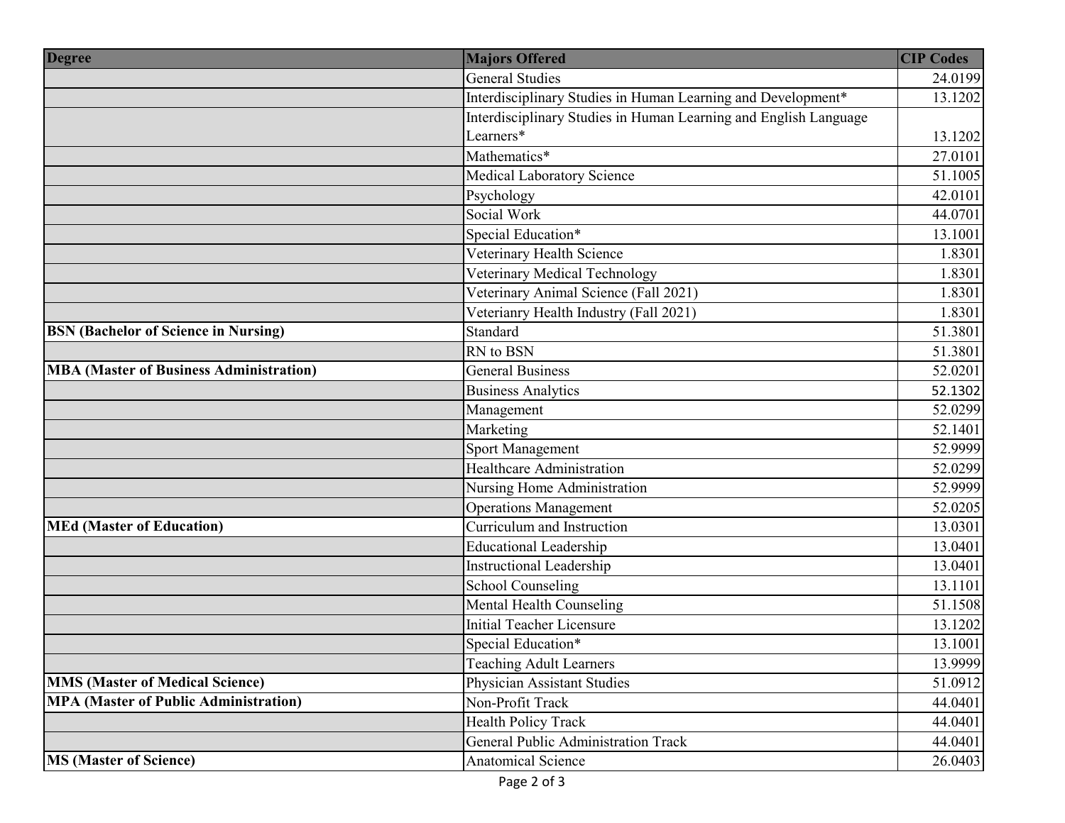| Degree | Majors Offered | CIP Codes |
| --- | --- | --- |
| | General Studies | 24.0199 |
| | Interdisciplinary Studies in Human Learning and Development* | 13.1202 |
| | Interdisciplinary Studies in Human Learning and English Language Learners* | 13.1202 |
| | Mathematics* | 27.0101 |
| | Medical Laboratory Science | 51.1005 |
| | Psychology | 42.0101 |
| | Social Work | 44.0701 |
| | Special Education* | 13.1001 |
| | Veterinary Health Science | 1.8301 |
| | Veterinary Medical Technology | 1.8301 |
| | Veterinary Animal Science (Fall 2021) | 1.8301 |
| | Veterianry Health Industry (Fall 2021) | 1.8301 |
| **BSN (Bachelor of Science in Nursing)** | Standard | 51.3801 |
| | RN to BSN | 51.3801 |
| **MBA (Master of Business Administration)** | General Business | 52.0201 |
| | Business Analytics | 52.1302 |
| | Management | 52.0299 |
| | Marketing | 52.1401 |
| | Sport Management | 52.9999 |
| | Healthcare Administration | 52.0299 |
| | Nursing Home Administration | 52.9999 |
| | Operations Management | 52.0205 |
| **MEd (Master of Education)** | Curriculum and Instruction | 13.0301 |
| | Educational Leadership | 13.0401 |
| | Instructional Leadership | 13.0401 |
| | School Counseling | 13.1101 |
| | Mental Health Counseling | 51.1508 |
| | Initial Teacher Licensure | 13.1202 |
| | Special Education* | 13.1001 |
| | Teaching Adult Learners | 13.9999 |
| **MMS (Master of Medical Science)** | Physician Assistant Studies | 51.0912 |
| **MPA (Master of Public Administration)** | Non-Profit Track | 44.0401 |
| | Health Policy Track | 44.0401 |
| | General Public Administration Track | 44.0401 |
| **MS (Master of Science)** | Anatomical Science | 26.0403 |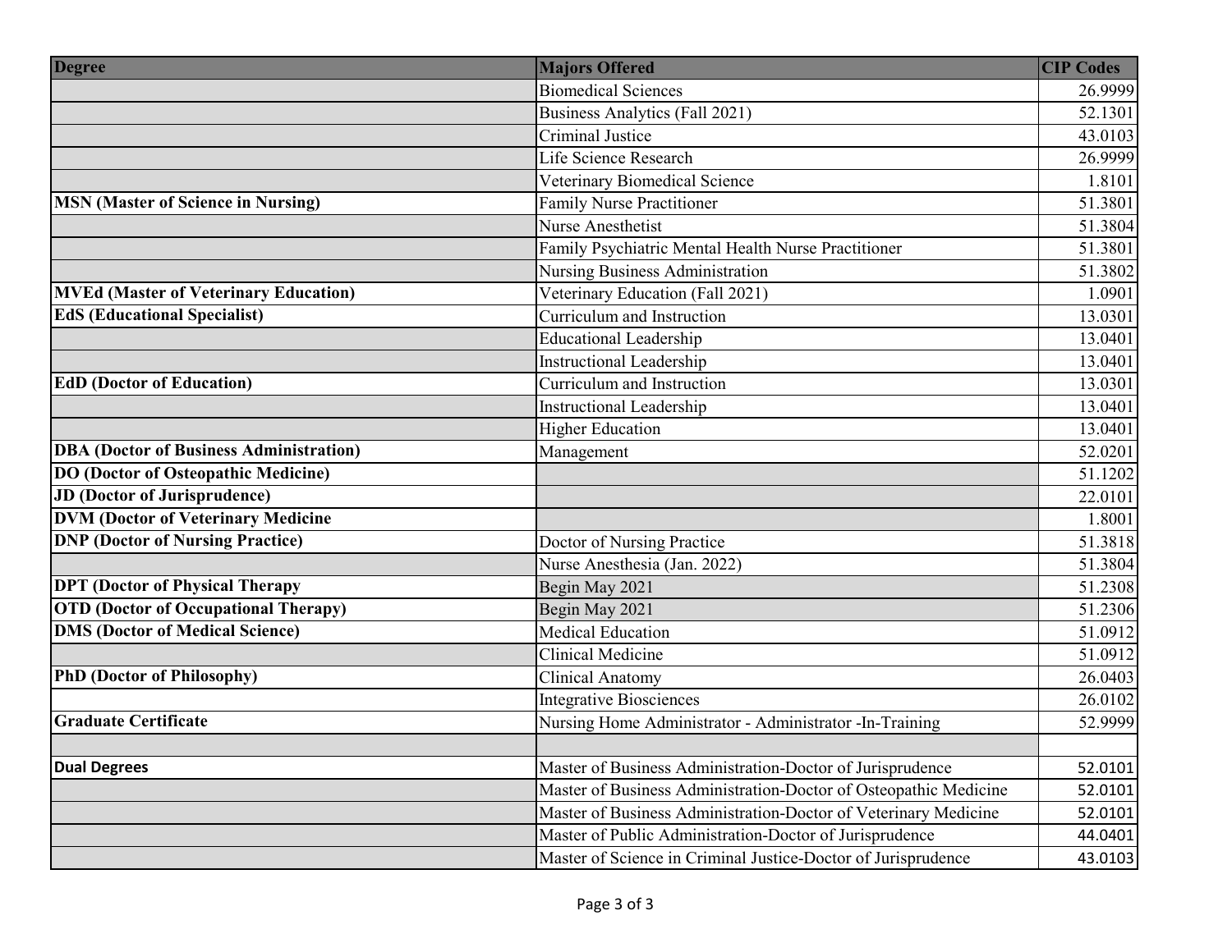| Degree | Majors Offered | CIP Codes |
|---|---|---|
| | Biomedical Sciences | 26.9999 |
| | Business Analytics (Fall 2021) | 52.1301 |
| | Criminal Justice | 43.0103 |
| | Life Science Research | 26.9999 |
| | Veterinary Biomedical Science | 1.8101 |
| **MSN (Master of Science in Nursing)** | Family Nurse Practitioner | 51.3801 |
| | Nurse Anesthetist | 51.3804 |
| | Family Psychiatric Mental Health Nurse Practitioner | 51.3801 |
| | Nursing Business Administration | 51.3802 |
| **MVEd (Master of Veterinary Education)** | Veterinary Education (Fall 2021) | 1.0901 |
| **EdS (Educational Specialist)** | Curriculum and Instruction | 13.0301 |
| | Educational Leadership | 13.0401 |
| | Instructional Leadership | 13.0401 |
| **EdD (Doctor of Education)** | Curriculum and Instruction | 13.0301 |
| | Instructional Leadership | 13.0401 |
| | Higher Education | 13.0401 |
| **DBA (Doctor of Business Administration)** | Management | 52.0201 |
| **DO (Doctor of Osteopathic Medicine)** | | 51.1202 |
| **JD (Doctor of Jurisprudence)** | | 22.0101 |
| **DVM (Doctor of Veterinary Medicine** | | 1.8001 |
| **DNP (Doctor of Nursing Practice)** | Doctor of Nursing Practice | 51.3818 |
| | Nurse Anesthesia (Jan. 2022) | 51.3804 |
| **DPT (Doctor of Physical Therapy** | Begin May 2021 | 51.2308 |
| **OTD (Doctor of Occupational Therapy)** | Begin May 2021 | 51.2306 |
| **DMS (Doctor of Medical Science)** | Medical Education | 51.0912 |
| | Clinical Medicine | 51.0912 |
| **PhD (Doctor of Philosophy)** | Clinical Anatomy | 26.0403 |
| | Integrative Biosciences | 26.0102 |
| **Graduate Certificate** | Nursing Home Administrator - Administrator -In-Training | 52.9999 |
| | | |
| **Dual Degrees** | Master of Business Administration-Doctor of Jurisprudence | 52.0101 |
| | Master of Business Administration-Doctor of Osteopathic Medicine | 52.0101 |
| | Master of Business Administration-Doctor of Veterinary Medicine | 52.0101 |
| | Master of Public Administration-Doctor of Jurisprudence | 44.0401 |
| | Master of Science in Criminal Justice-Doctor of Jurisprudence | 43.0103 |